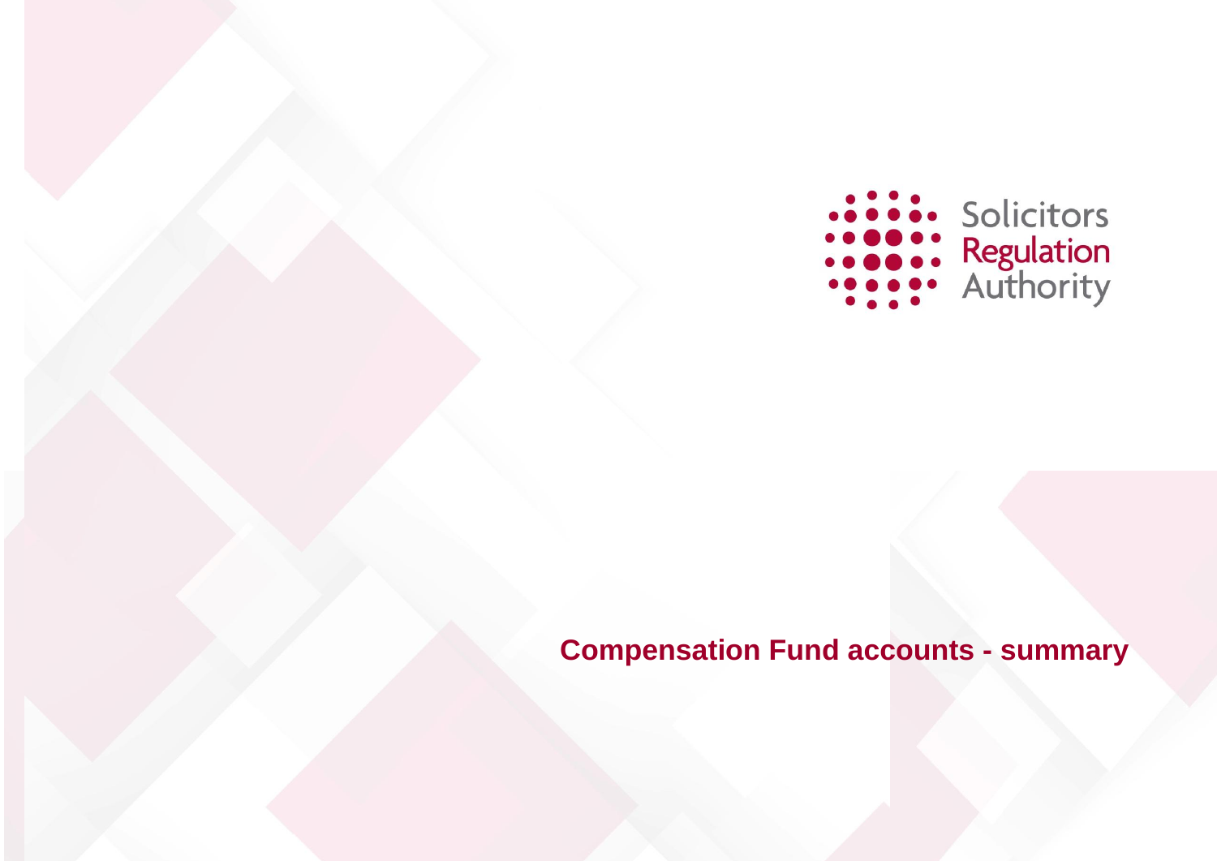Solicitors Regulation Authority

# Compensation Fund accounts - summary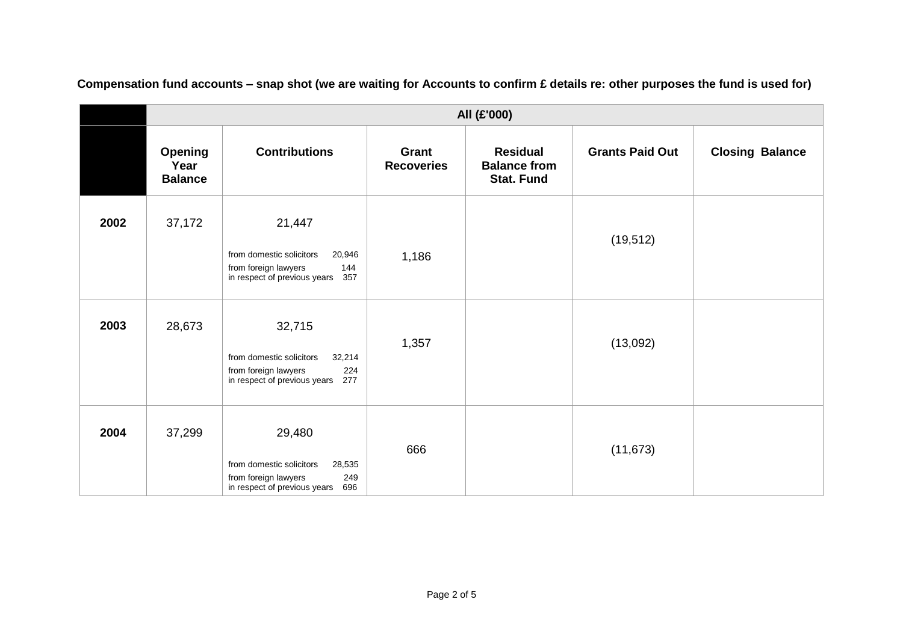**Compensation fund accounts – snap shot (we are waiting for Accounts to confirm £ details re: other purposes the fund is used for)**

| | All (£'000) | | | | | |
|---|---|---|---|---|---|---|
| | **Opening Year Balance** | **Contributions** | **Grant Recoveries** | **Residual Balance from Stat. Fund** | **Grants Paid Out** | **Closing Balance** |
| **2002** | 37,172 | 21,447<br>from domestic solicitors 20,946<br>from foreign lawyers 144<br>in respect of previous years 357 | 1,186 | | (19,512) | |
| **2003** | 28,673 | 32,715<br>from domestic solicitors 32,214<br>from foreign lawyers 224<br>in respect of previous years 277 | 1,357 | | (13,092) | |
| **2004** | 37,299 | 29,480<br>from domestic solicitors 28,535<br>from foreign lawyers 249<br>in respect of previous years 696 | 666 | | (11,673) | |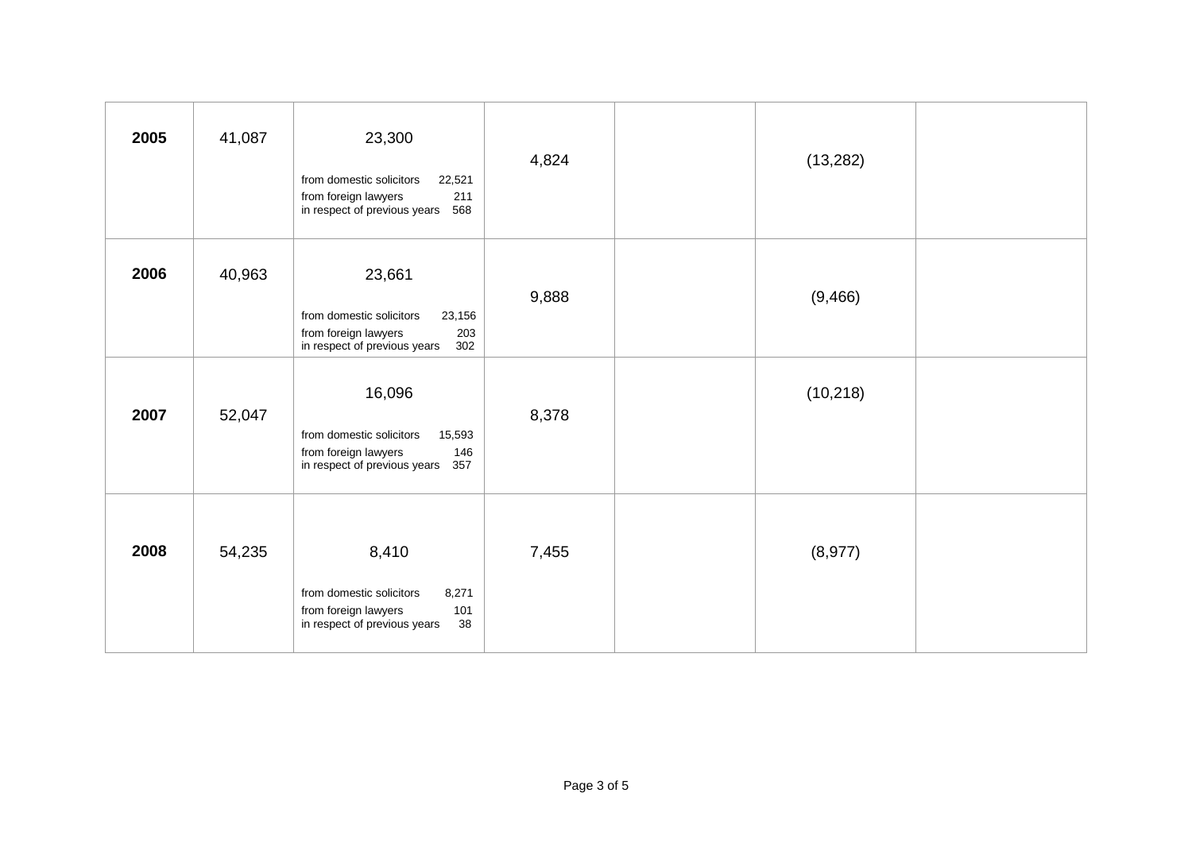| | | | | | | |
|---|---|---|---|---|---|---|
| **2005** | 41,087 | 23,300<br>from domestic solicitors 22,521<br>from foreign lawyers 211<br>in respect of previous years 568 | 4,824 | | (13,282) | |
| **2006** | 40,963 | 23,661<br>from domestic solicitors 23,156<br>from foreign lawyers 203<br>in respect of previous years 302 | 9,888 | | (9,466) | |
| **2007** | 52,047 | 16,096<br>from domestic solicitors 15,593<br>from foreign lawyers 146<br>in respect of previous years 357 | 8,378 | | (10,218) | |
| **2008** | 54,235 | 8,410<br>from domestic solicitors 8,271<br>from foreign lawyers 101<br>in respect of previous years 38 | 7,455 | | (8,977) | |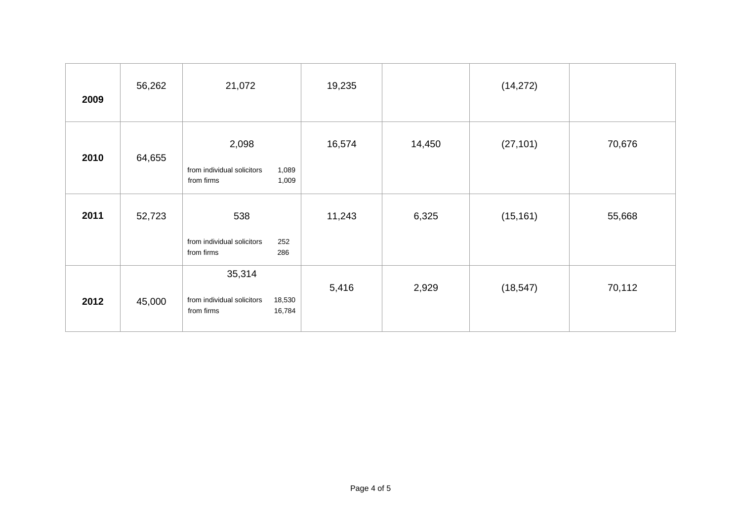| | | | | | | |
|---|---|---|---|---|---|---|
| **2009** | 56,262 | 21,072 | 19,235 | | (14,272) | |
| **2010** | 64,655 | 2,098<br>from individual solicitors 1,089<br>from firms 1,009 | 16,574 | 14,450 | (27,101) | 70,676 |
| **2011** | 52,723 | 538<br>from individual solicitors 252<br>from firms 286 | 11,243 | 6,325 | (15,161) | 55,668 |
| **2012** | 45,000 | 35,314<br>from individual solicitors 18,530<br>from firms 16,784 | 5,416 | 2,929 | (18,547) | 70,112 |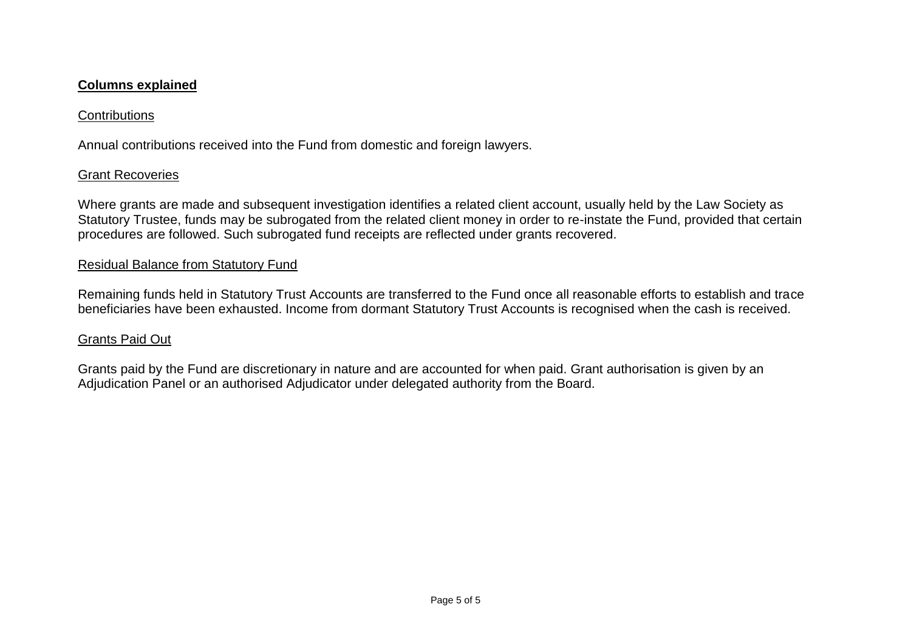## Columns explained

### Contributions

Annual contributions received into the Fund from domestic and foreign lawyers.

### Grant Recoveries

Where grants are made and subsequent investigation identifies a related client account, usually held by the Law Society as Statutory Trustee, funds may be subrogated from the related client money in order to re-instate the Fund, provided that certain procedures are followed. Such subrogated fund receipts are reflected under grants recovered.

### Residual Balance from Statutory Fund

Remaining funds held in Statutory Trust Accounts are transferred to the Fund once all reasonable efforts to establish and trace beneficiaries have been exhausted. Income from dormant Statutory Trust Accounts is recognised when the cash is received.

### Grants Paid Out

Grants paid by the Fund are discretionary in nature and are accounted for when paid. Grant authorisation is given by an Adjudication Panel or an authorised Adjudicator under delegated authority from the Board.